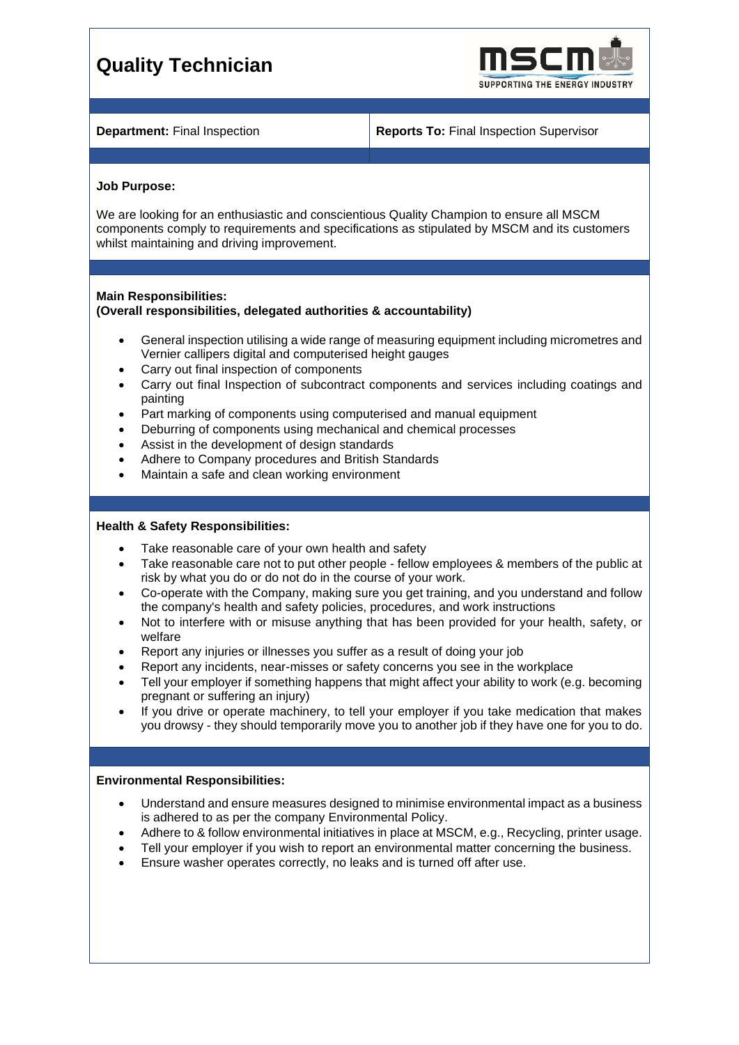# Quality Technician

| **Department:** Final Inspection | **Reports To:** Final Inspection Supervisor |
|---|---|

**Job Purpose:**

We are looking for an enthusiastic and conscientious Quality Champion to ensure all MSCM components comply to requirements and specifications as stipulated by MSCM and its customers whilst maintaining and driving improvement.

**Main Responsibilities:**
**(Overall responsibilities, delegated authorities & accountability)**

- General inspection utilising a wide range of measuring equipment including micrometres and Vernier callipers digital and computerised height gauges
- Carry out final inspection of components
- Carry out final Inspection of subcontract components and services including coatings and painting
- Part marking of components using computerised and manual equipment
- Deburring of components using mechanical and chemical processes
- Assist in the development of design standards
- Adhere to Company procedures and British Standards
- Maintain a safe and clean working environment

**Health & Safety Responsibilities:**

- Take reasonable care of your own health and safety
- Take reasonable care not to put other people - fellow employees & members of the public at risk by what you do or do not do in the course of your work.
- Co-operate with the Company, making sure you get training, and you understand and follow the company's health and safety policies, procedures, and work instructions
- Not to interfere with or misuse anything that has been provided for your health, safety, or welfare
- Report any injuries or illnesses you suffer as a result of doing your job
- Report any incidents, near-misses or safety concerns you see in the workplace
- Tell your employer if something happens that might affect your ability to work (e.g. becoming pregnant or suffering an injury)
- If you drive or operate machinery, to tell your employer if you take medication that makes you drowsy - they should temporarily move you to another job if they have one for you to do.

**Environmental Responsibilities:**

- Understand and ensure measures designed to minimise environmental impact as a business is adhered to as per the company Environmental Policy.
- Adhere to & follow environmental initiatives in place at MSCM, e.g., Recycling, printer usage.
- Tell your employer if you wish to report an environmental matter concerning the business.
- Ensure washer operates correctly, no leaks and is turned off after use.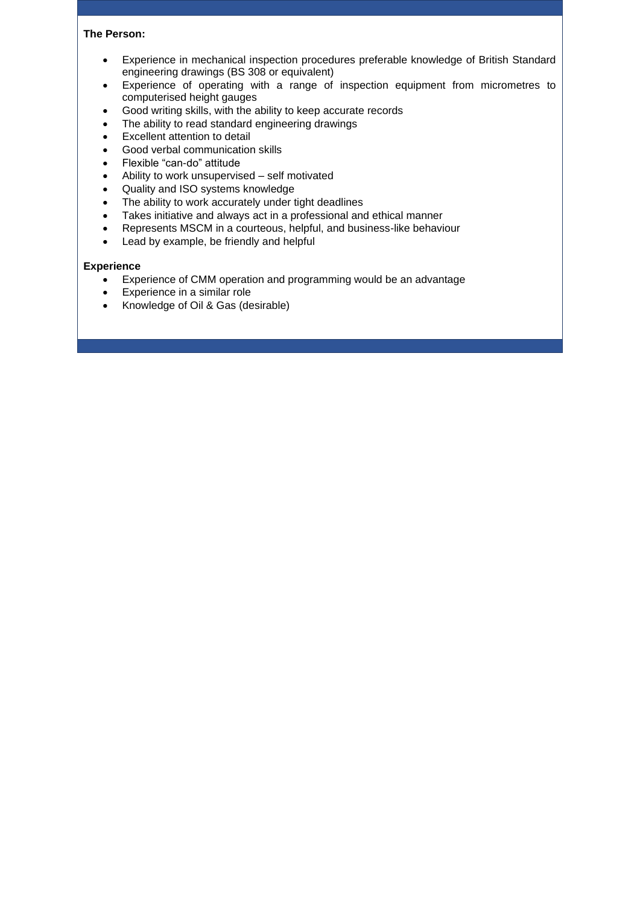**The Person:**

- Experience in mechanical inspection procedures preferable knowledge of British Standard engineering drawings (BS 308 or equivalent)
- Experience of operating with a range of inspection equipment from micrometres to computerised height gauges
- Good writing skills, with the ability to keep accurate records
- The ability to read standard engineering drawings
- Excellent attention to detail
- Good verbal communication skills
- Flexible "can-do" attitude
- Ability to work unsupervised – self motivated
- Quality and ISO systems knowledge
- The ability to work accurately under tight deadlines
- Takes initiative and always act in a professional and ethical manner
- Represents MSCM in a courteous, helpful, and business-like behaviour
- Lead by example, be friendly and helpful

**Experience**

- Experience of CMM operation and programming would be an advantage
- Experience in a similar role
- Knowledge of Oil & Gas (desirable)